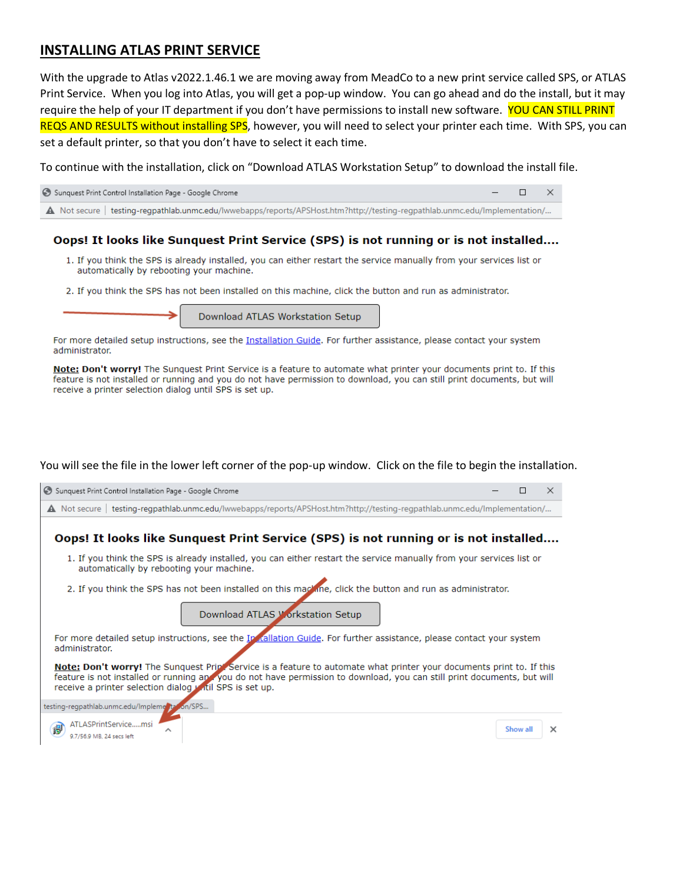# INSTALLING ATLAS PRINT SERVICE

With the upgrade to Atlas v2022.1.46.1 we are moving away from MeadCo to a new print service called SPS, or ATLAS Print Service. When you log into Atlas, you will get a pop-up window. You can go ahead and do the install, but it may require the help of your IT department if you don't have permissions to install new software. YOU CAN STILL PRINT REQS AND RESULTS without installing SPS, however, you will need to select your printer each time. With SPS, you can set a default printer, so that you don't have to select it each time.

To continue with the installation, click on "Download ATLAS Workstation Setup" to download the install file.

Sunquest Print Control Installation Page - Google Chrome

Not secure | testing-regpathlab.unmc.edu/lwwebapps/reports/APSHost.htm?http://testing-regpathlab.unmc.edu/Implementation/...

**Oops! It looks like Sunquest Print Service (SPS) is not running or is not installed....**

1. If you think the SPS is already installed, you can either restart the service manually from your services list or automatically by rebooting your machine.
2. If you think the SPS has not been installed on this machine, click the button and run as administrator.

Download ATLAS Workstation Setup

For more detailed setup instructions, see the Installation Guide. For further assistance, please contact your system administrator.

**Note: Don't worry!** The Sunquest Print Service is a feature to automate what printer your documents print to. If this feature is not installed or running and you do not have permission to download, you can still print documents, but will receive a printer selection dialog until SPS is set up.

You will see the file in the lower left corner of the pop-up window. Click on the file to begin the installation.

Sunquest Print Control Installation Page - Google Chrome

Not secure | testing-regpathlab.unmc.edu/lwwebapps/reports/APSHost.htm?http://testing-regpathlab.unmc.edu/Implementation/...

**Oops! It looks like Sunquest Print Service (SPS) is not running or is not installed....**

1. If you think the SPS is already installed, you can either restart the service manually from your services list or automatically by rebooting your machine.
2. If you think the SPS has not been installed on this machine, click the button and run as administrator.

Download ATLAS Workstation Setup

For more detailed setup instructions, see the Installation Guide. For further assistance, please contact your system administrator.

**Note: Don't worry!** The Sunquest Print Service is a feature to automate what printer your documents print to. If this feature is not installed or running and you do not have permission to download, you can still print documents, but will receive a printer selection dialog until SPS is set up.

testing-regpathlab.unmc.edu/Implementation/SPS...

ATLASPrintService.....msi
9.7/56.9 MB, 24 secs left

Show all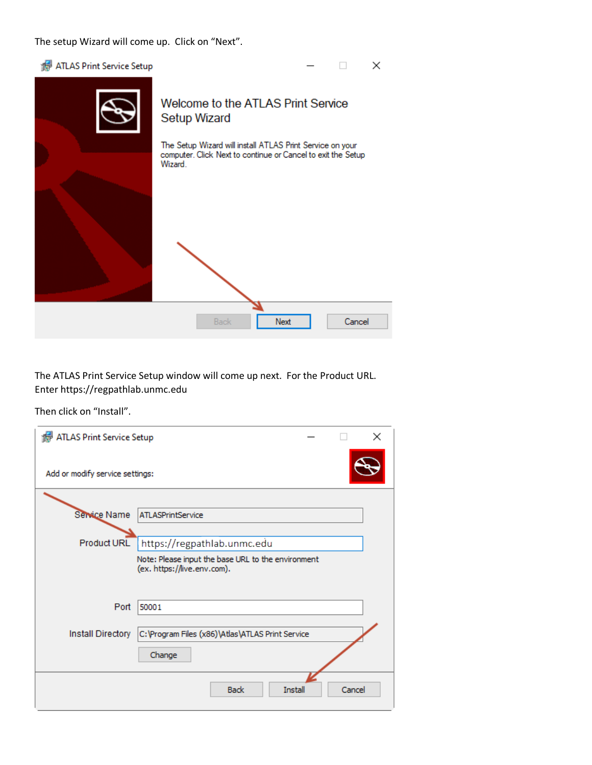The setup Wizard will come up. Click on "Next".

The ATLAS Print Service Setup window will come up next. For the Product URL. Enter https://regpathlab.unmc.edu

Then click on "Install".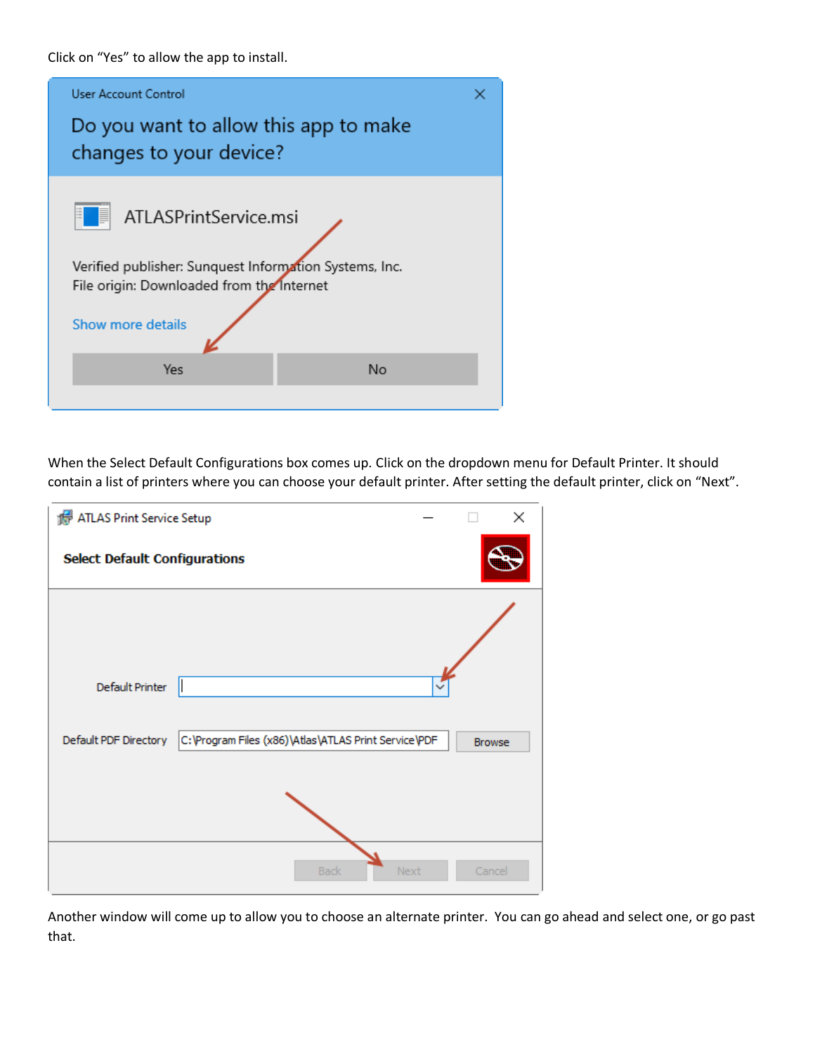Click on "Yes" to allow the app to install.

When the Select Default Configurations box comes up. Click on the dropdown menu for Default Printer. It should contain a list of printers where you can choose your default printer. After setting the default printer, click on "Next".

Another window will come up to allow you to choose an alternate printer. You can go ahead and select one, or go past that.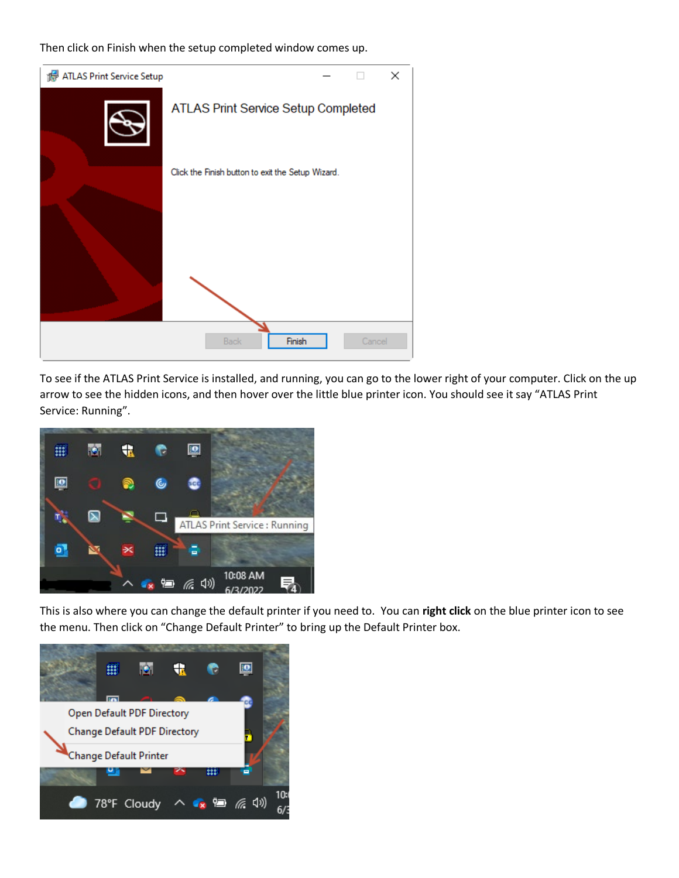Then click on Finish when the setup completed window comes up.

To see if the ATLAS Print Service is installed, and running, you can go to the lower right of your computer. Click on the up arrow to see the hidden icons, and then hover over the little blue printer icon. You should see it say "ATLAS Print Service: Running".

This is also where you can change the default printer if you need to. You can **right click** on the blue printer icon to see the menu. Then click on "Change Default Printer" to bring up the Default Printer box.